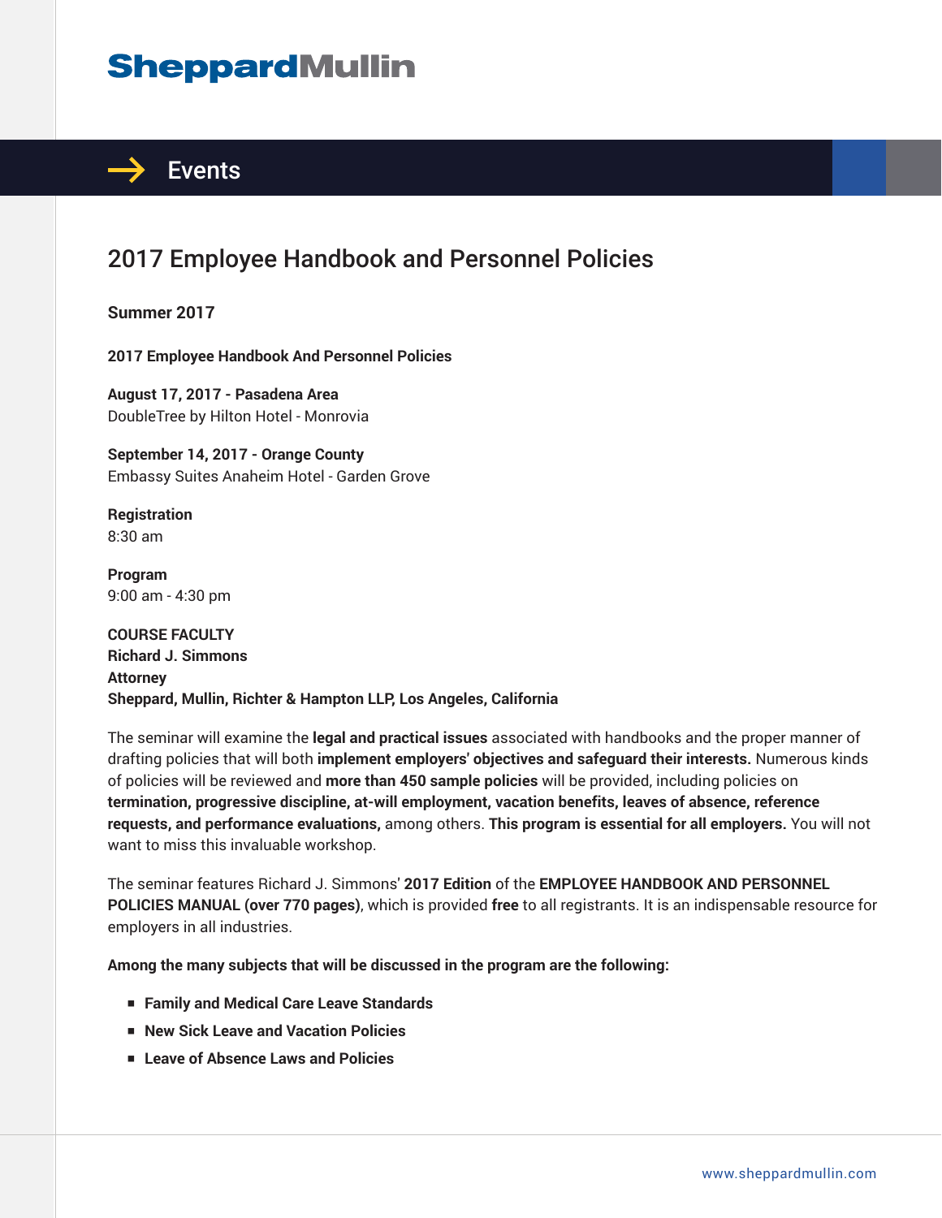SheppardMullin

## Events

# 2017 Employee Handbook and Personnel Policies

**Summer 2017**

**2017 Employee Handbook And Personnel Policies**

**August 17, 2017 - Pasadena Area**
DoubleTree by Hilton Hotel - Monrovia

**September 14, 2017 - Orange County**
Embassy Suites Anaheim Hotel - Garden Grove

**Registration**
8:30 am

**Program**
9:00 am - 4:30 pm

**COURSE FACULTY**
**Richard J. Simmons**
**Attorney**
**Sheppard, Mullin, Richter & Hampton LLP, Los Angeles, California**

The seminar will examine the **legal and practical issues** associated with handbooks and the proper manner of drafting policies that will both **implement employers' objectives and safeguard their interests.** Numerous kinds of policies will be reviewed and **more than 450 sample policies** will be provided, including policies on **termination, progressive discipline, at-will employment, vacation benefits, leaves of absence, reference requests, and performance evaluations,** among others. **This program is essential for all employers.** You will not want to miss this invaluable workshop.

The seminar features Richard J. Simmons' **2017 Edition** of the **EMPLOYEE HANDBOOK AND PERSONNEL POLICIES MANUAL (over 770 pages)**, which is provided **free** to all registrants. It is an indispensable resource for employers in all industries.

**Among the many subjects that will be discussed in the program are the following:**

- **Family and Medical Care Leave Standards**
- **New Sick Leave and Vacation Policies**
- **Leave of Absence Laws and Policies**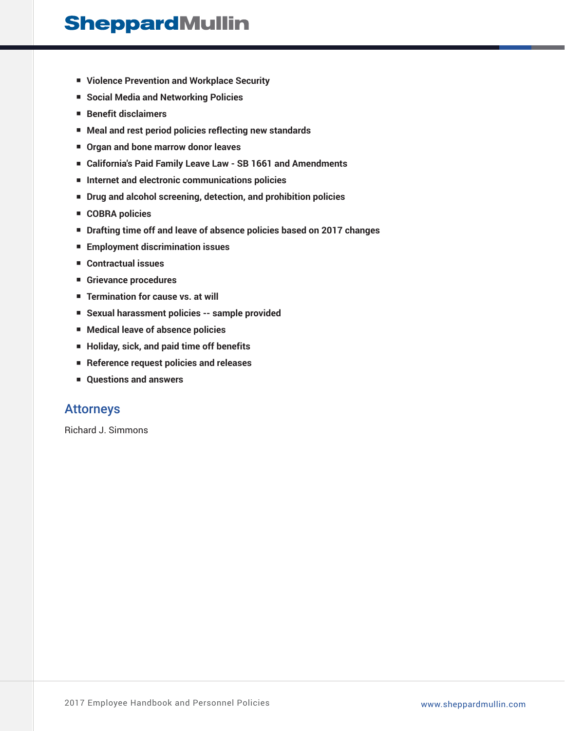- **Violence Prevention and Workplace Security**
- **Social Media and Networking Policies**
- **Benefit disclaimers**
- **Meal and rest period policies reflecting new standards**
- **Organ and bone marrow donor leaves**
- **California's Paid Family Leave Law - SB 1661 and Amendments**
- **Internet and electronic communications policies**
- **Drug and alcohol screening, detection, and prohibition policies**
- **COBRA policies**
- **Drafting time off and leave of absence policies based on 2017 changes**
- **Employment discrimination issues**
- **Contractual issues**
- **Grievance procedures**
- **Termination for cause vs. at will**
- **Sexual harassment policies -- sample provided**
- **Medical leave of absence policies**
- **Holiday, sick, and paid time off benefits**
- **Reference request policies and releases**
- **Questions and answers**

## Attorneys

Richard J. Simmons